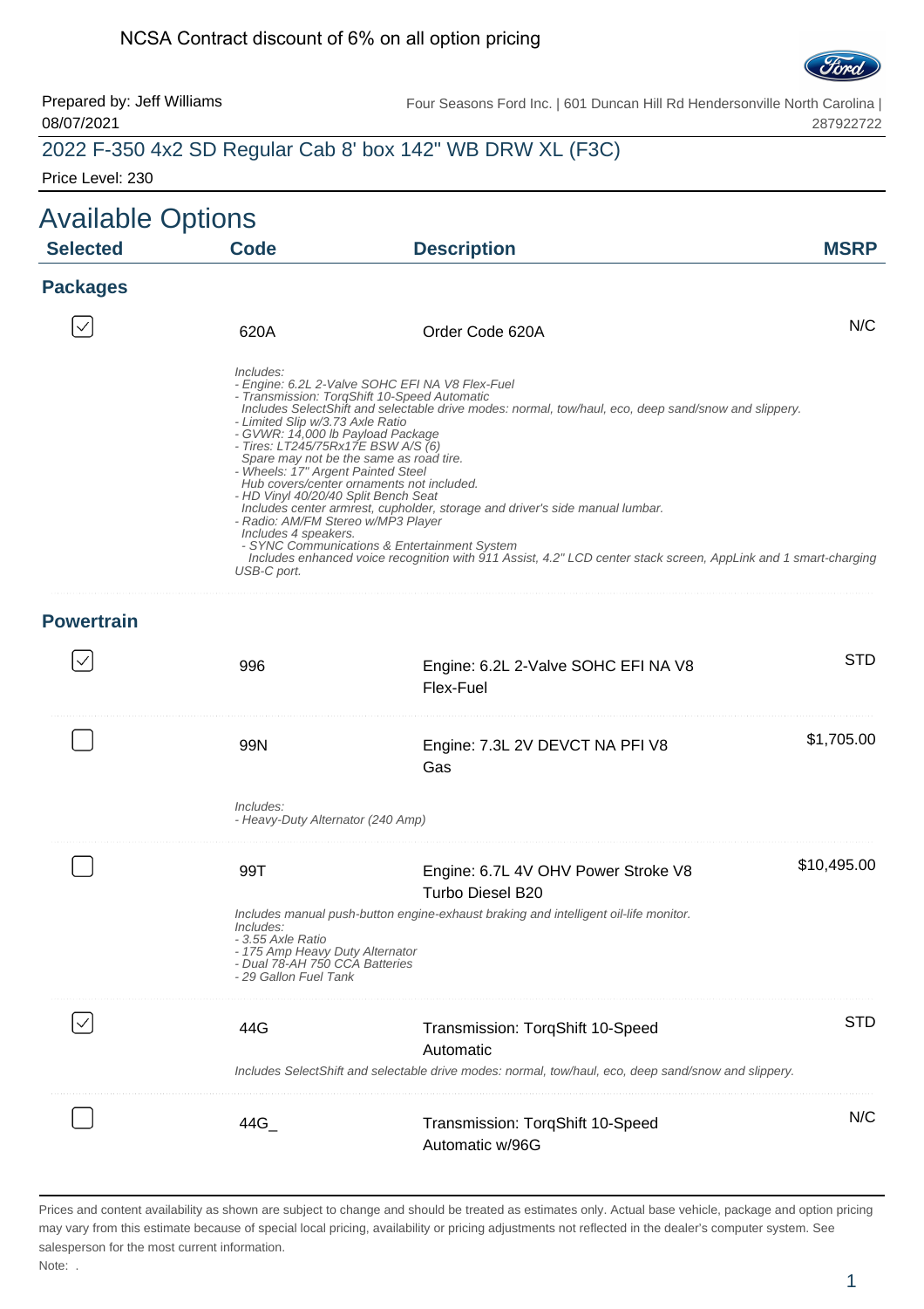NCSA Contract discount of 6% on all option pricing

Prepared by: Jeff Williams
08/07/2021

Four Seasons Ford Inc. | 601 Duncan Hill Rd Hendersonville North Carolina | 287922722

## 2022 F-350 4x2 SD Regular Cab 8' box 142" WB DRW XL (F3C)

Price Level: 230

# Available Options

| Selected | Code | Description | MSRP |
|---|---|---|---|

### Packages

| Selected | Code | Description | MSRP |
|---|---|---|---|
| ☑ | 620A | Order Code 620A | N/C |

*Includes:*
*- Engine: 6.2L 2-Valve SOHC EFI NA V8 Flex-Fuel*
*- Transmission: TorqShift 10-Speed Automatic*
*Includes SelectShift and selectable drive modes: normal, tow/haul, eco, deep sand/snow and slippery.*
*- Limited Slip w/3.73 Axle Ratio*
*- GVWR: 14,000 lb Payload Package*
*- Tires: LT245/75Rx17E BSW A/S (6)*
*Spare may not be the same as road tire.*
*- Wheels: 17" Argent Painted Steel*
*Hub covers/center ornaments not included.*
*- HD Vinyl 40/20/40 Split Bench Seat*
*Includes center armrest, cupholder, storage and driver's side manual lumbar.*
*- Radio: AM/FM Stereo w/MP3 Player*
*Includes 4 speakers.*
*- SYNC Communications & Entertainment System*
*Includes enhanced voice recognition with 911 Assist, 4.2" LCD center stack screen, AppLink and 1 smart-charging USB-C port.*

### Powertrain

| Selected | Code | Description | MSRP |
|---|---|---|---|
| ☑ | 996 | Engine: 6.2L 2-Valve SOHC EFI NA V8 Flex-Fuel | STD |
| ☐ | 99N | Engine: 7.3L 2V DEVCT NA PFI V8 Gas | $1,705.00 |

*Includes:*
*- Heavy-Duty Alternator (240 Amp)*

| Selected | Code | Description | MSRP |
|---|---|---|---|
| ☐ | 99T | Engine: 6.7L 4V OHV Power Stroke V8 Turbo Diesel B20 | $10,495.00 |

*Includes manual push-button engine-exhaust braking and intelligent oil-life monitor.*
*Includes:*
*- 3.55 Axle Ratio*
*- 175 Amp Heavy Duty Alternator*
*- Dual 78-AH 750 CCA Batteries*
*- 29 Gallon Fuel Tank*

| Selected | Code | Description | MSRP |
|---|---|---|---|
| ☑ | 44G | Transmission: TorqShift 10-Speed Automatic | STD |

*Includes SelectShift and selectable drive modes: normal, tow/haul, eco, deep sand/snow and slippery.*

| Selected | Code | Description | MSRP |
|---|---|---|---|
| ☐ | 44G_ | Transmission: TorqShift 10-Speed Automatic w/96G | N/C |

Prices and content availability as shown are subject to change and should be treated as estimates only. Actual base vehicle, package and option pricing may vary from this estimate because of special local pricing, availability or pricing adjustments not reflected in the dealer's computer system. See salesperson for the most current information.

Note: .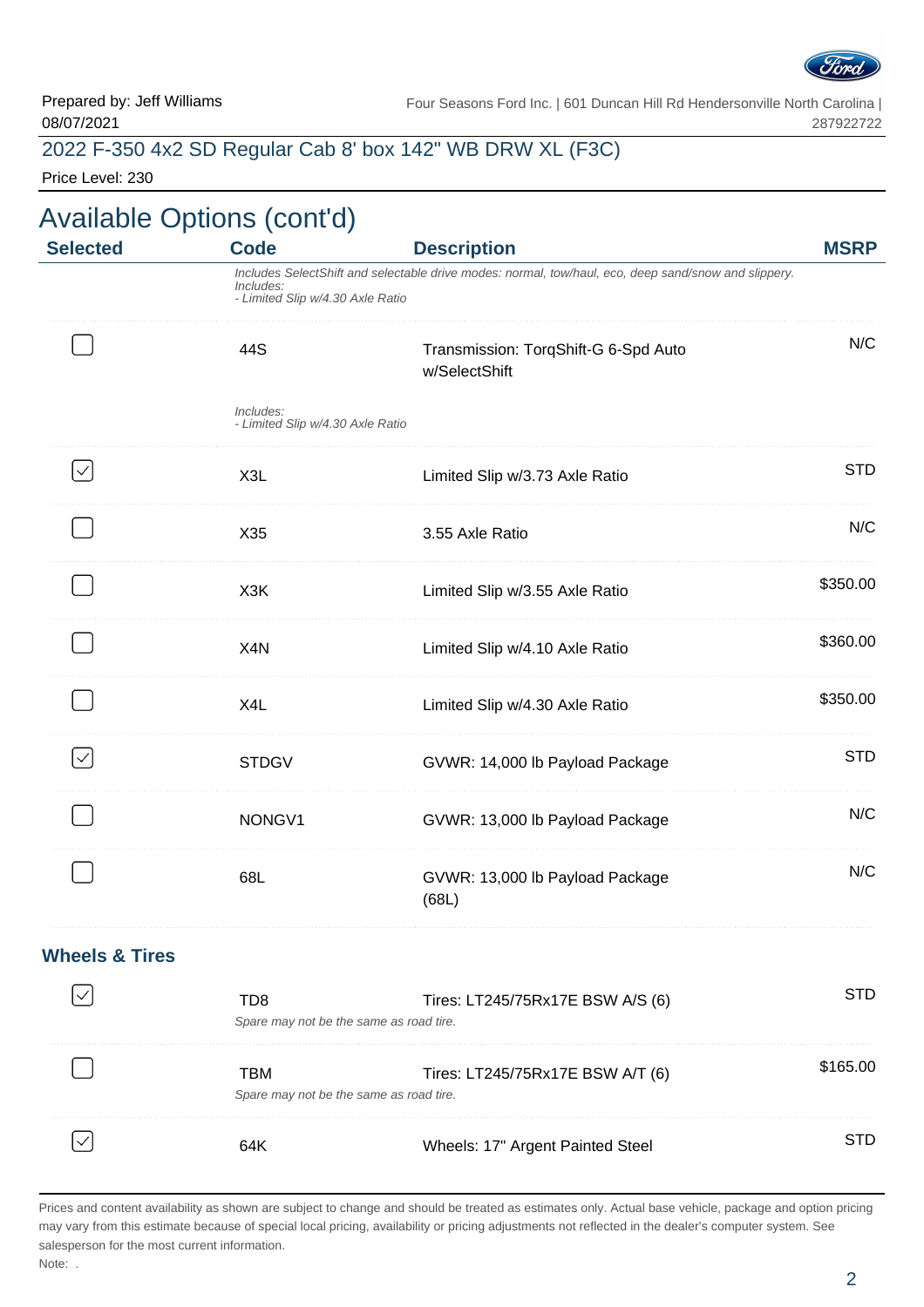Prepared by: Jeff Williams
08/07/2021

Four Seasons Ford Inc. | 601 Duncan Hill Rd Hendersonville North Carolina | 287922722

## 2022 F-350 4x2 SD Regular Cab 8' box 142" WB DRW XL (F3C)

Price Level: 230

# Available Options (cont'd)

| Selected | Code | Description | MSRP |
|---|---|---|---|
| | *Includes SelectShift and selectable drive modes: normal, tow/haul, eco, deep sand/snow and slippery. Includes: - Limited Slip w/4.30 Axle Ratio* | | |
| ☐ | 44S | Transmission: TorqShift-G 6-Spd Auto w/SelectShift | N/C |
| | *Includes: - Limited Slip w/4.30 Axle Ratio* | | |
| ☑ | X3L | Limited Slip w/3.73 Axle Ratio | STD |
| ☐ | X35 | 3.55 Axle Ratio | N/C |
| ☐ | X3K | Limited Slip w/3.55 Axle Ratio | $350.00 |
| ☐ | X4N | Limited Slip w/4.10 Axle Ratio | $360.00 |
| ☐ | X4L | Limited Slip w/4.30 Axle Ratio | $350.00 |
| ☑ | STDGV | GVWR: 14,000 lb Payload Package | STD |
| ☐ | NONGV1 | GVWR: 13,000 lb Payload Package | N/C |
| ☐ | 68L | GVWR: 13,000 lb Payload Package (68L) | N/C |

### Wheels & Tires

| Selected | Code | Description | MSRP |
|---|---|---|---|
| ☑ | TD8 | Tires: LT245/75Rx17E BSW A/S (6) | STD |
| | *Spare may not be the same as road tire.* | | |
| ☐ | TBM | Tires: LT245/75Rx17E BSW A/T (6) | $165.00 |
| | *Spare may not be the same as road tire.* | | |
| ☑ | 64K | Wheels: 17" Argent Painted Steel | STD |

Prices and content availability as shown are subject to change and should be treated as estimates only. Actual base vehicle, package and option pricing may vary from this estimate because of special local pricing, availability or pricing adjustments not reflected in the dealer's computer system. See salesperson for the most current information.

Note: .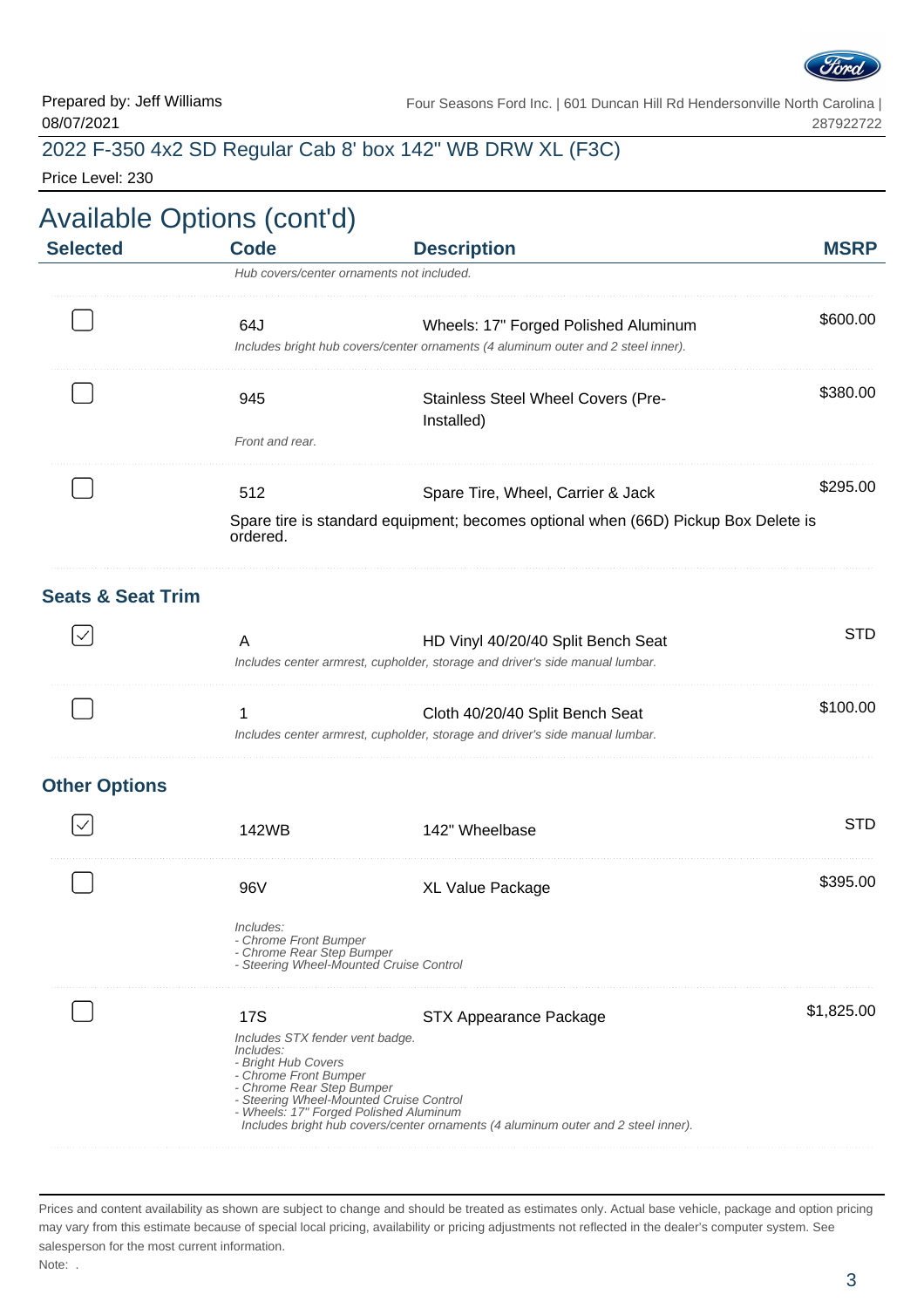Prepared by: Jeff Williams
08/07/2021

Four Seasons Ford Inc. | 601 Duncan Hill Rd Hendersonville North Carolina | 287922722

## 2022 F-350 4x2 SD Regular Cab 8' box 142" WB DRW XL (F3C)

Price Level: 230

# Available Options (cont'd)

| Selected | Code | Description | MSRP |
|---|---|---|---|
| | *Hub covers/center ornaments not included.* | | |
| ☐ | 64J | Wheels: 17" Forged Polished Aluminum<br>*Includes bright hub covers/center ornaments (4 aluminum outer and 2 steel inner).* | $600.00 |
| ☐ | 945 | Stainless Steel Wheel Covers (Pre-Installed)<br>*Front and rear.* | $380.00 |
| ☐ | 512 | Spare Tire, Wheel, Carrier & Jack<br>Spare tire is standard equipment; becomes optional when (66D) Pickup Box Delete is ordered. | $295.00 |

### Seats & Seat Trim

| Selected | Code | Description | MSRP |
|---|---|---|---|
| ☑ | A | HD Vinyl 40/20/40 Split Bench Seat<br>*Includes center armrest, cupholder, storage and driver's side manual lumbar.* | STD |
| ☐ | 1 | Cloth 40/20/40 Split Bench Seat<br>*Includes center armrest, cupholder, storage and driver's side manual lumbar.* | $100.00 |

### Other Options

| Selected | Code | Description | MSRP |
|---|---|---|---|
| ☑ | 142WB | 142" Wheelbase | STD |
| ☐ | 96V | XL Value Package<br>*Includes:*<br>*- Chrome Front Bumper*<br>*- Chrome Rear Step Bumper*<br>*- Steering Wheel-Mounted Cruise Control* | $395.00 |
| ☐ | 17S | STX Appearance Package<br>*Includes STX fender vent badge.*<br>*Includes:*<br>*- Bright Hub Covers*<br>*- Chrome Front Bumper*<br>*- Chrome Rear Step Bumper*<br>*- Steering Wheel-Mounted Cruise Control*<br>*- Wheels: 17" Forged Polished Aluminum*<br>*Includes bright hub covers/center ornaments (4 aluminum outer and 2 steel inner).* | $1,825.00 |

Prices and content availability as shown are subject to change and should be treated as estimates only. Actual base vehicle, package and option pricing may vary from this estimate because of special local pricing, availability or pricing adjustments not reflected in the dealer's computer system. See salesperson for the most current information.

Note: .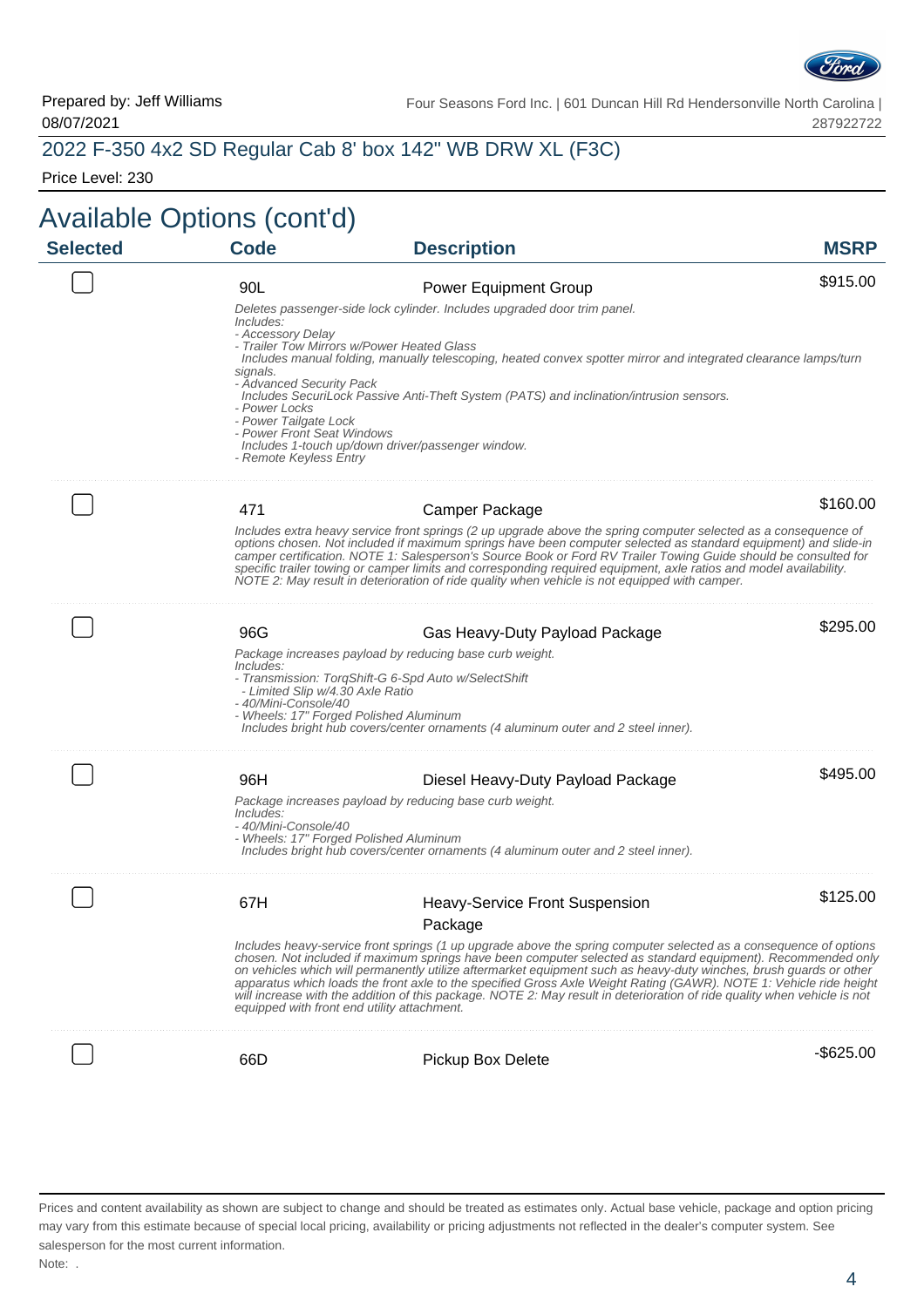Prepared by: Jeff Williams
08/07/2021

Four Seasons Ford Inc. | 601 Duncan Hill Rd Hendersonville North Carolina | 287922722

## 2022 F-350 4x2 SD Regular Cab 8' box 142" WB DRW XL (F3C)

Price Level: 230

# Available Options (cont'd)

| Selected | Code | Description | MSRP |
|---|---|---|---|
| ☐ | 90L | Power Equipment Group | $915.00 |
| | | *Deletes passenger-side lock cylinder. Includes upgraded door trim panel.*<br>*Includes:*<br>*- Accessory Delay*<br>*- Trailer Tow Mirrors w/Power Heated Glass*<br>*Includes manual folding, manually telescoping, heated convex spotter mirror and integrated clearance lamps/turn signals.*<br>*- Advanced Security Pack*<br>*Includes SecuriLock Passive Anti-Theft System (PATS) and inclination/intrusion sensors.*<br>*- Power Locks*<br>*- Power Tailgate Lock*<br>*- Power Front Seat Windows*<br>*Includes 1-touch up/down driver/passenger window.*<br>*- Remote Keyless Entry* | |
| ☐ | 471 | Camper Package | $160.00 |
| | | *Includes extra heavy service front springs (2 up upgrade above the spring computer selected as a consequence of options chosen. Not included if maximum springs have been computer selected as standard equipment) and slide-in camper certification. NOTE 1: Salesperson's Source Book or Ford RV Trailer Towing Guide should be consulted for specific trailer towing or camper limits and corresponding required equipment, axle ratios and model availability. NOTE 2: May result in deterioration of ride quality when vehicle is not equipped with camper.* | |
| ☐ | 96G | Gas Heavy-Duty Payload Package | $295.00 |
| | | *Package increases payload by reducing base curb weight.*<br>*Includes:*<br>*- Transmission: TorqShift-G 6-Spd Auto w/SelectShift*<br>*- Limited Slip w/4.30 Axle Ratio*<br>*- 40/Mini-Console/40*<br>*- Wheels: 17" Forged Polished Aluminum*<br>*Includes bright hub covers/center ornaments (4 aluminum outer and 2 steel inner).* | |
| ☐ | 96H | Diesel Heavy-Duty Payload Package | $495.00 |
| | | *Package increases payload by reducing base curb weight.*<br>*Includes:*<br>*- 40/Mini-Console/40*<br>*- Wheels: 17" Forged Polished Aluminum*<br>*Includes bright hub covers/center ornaments (4 aluminum outer and 2 steel inner).* | |
| ☐ | 67H | Heavy-Service Front Suspension Package | $125.00 |
| | | *Includes heavy-service front springs (1 up upgrade above the spring computer selected as a consequence of options chosen. Not included if maximum springs have been computer selected as standard equipment). Recommended only on vehicles which will permanently utilize aftermarket equipment such as heavy-duty winches, brush guards or other apparatus which loads the front axle to the specified Gross Axle Weight Rating (GAWR). NOTE 1: Vehicle ride height will increase with the addition of this package. NOTE 2: May result in deterioration of ride quality when vehicle is not equipped with front end utility attachment.* | |
| ☐ | 66D | Pickup Box Delete | -$625.00 |

Prices and content availability as shown are subject to change and should be treated as estimates only. Actual base vehicle, package and option pricing may vary from this estimate because of special local pricing, availability or pricing adjustments not reflected in the dealer's computer system. See salesperson for the most current information.

Note: .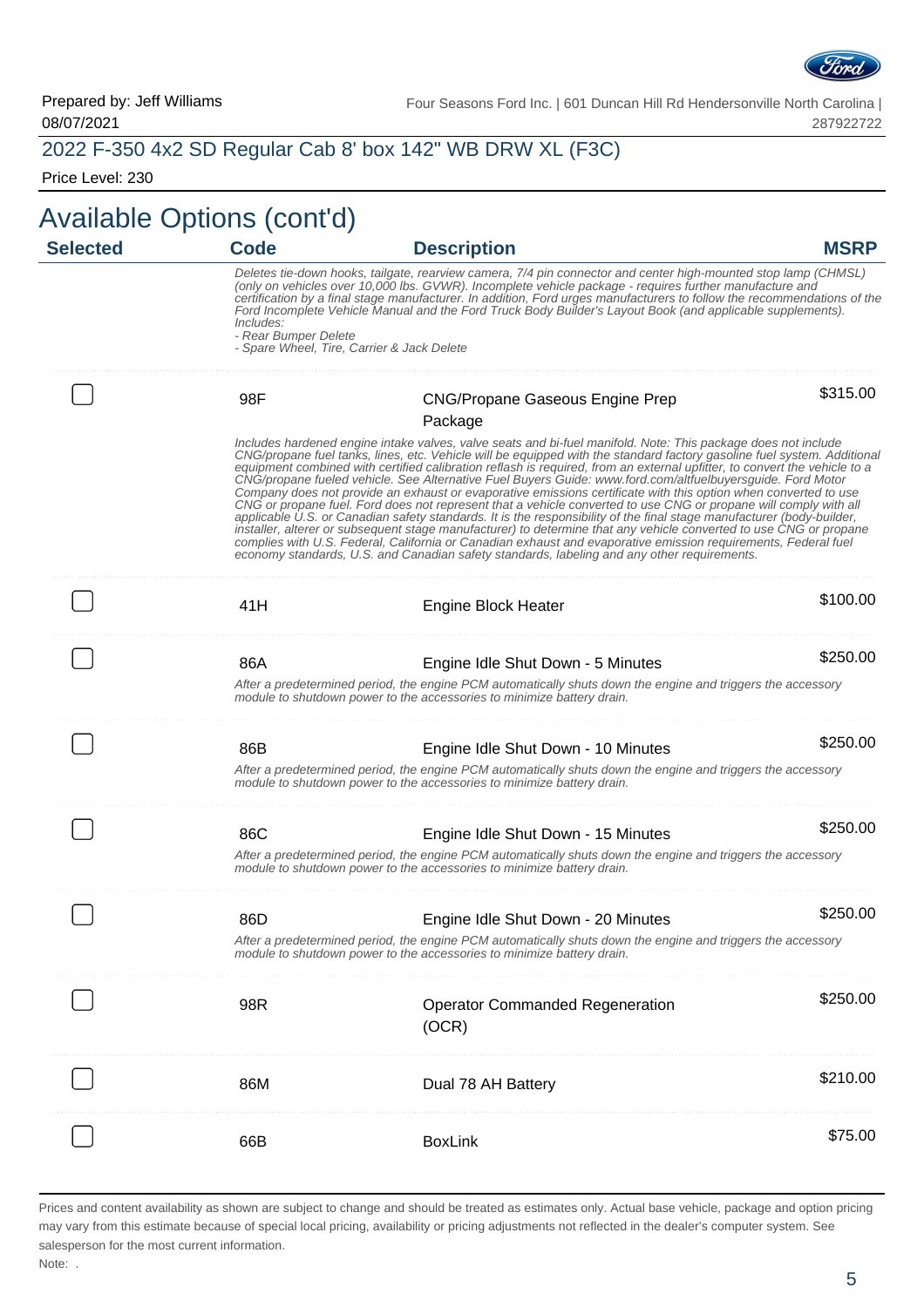Prepared by: Jeff Williams
08/07/2021

Four Seasons Ford Inc. | 601 Duncan Hill Rd Hendersonville North Carolina | 287922722

## 2022 F-350 4x2 SD Regular Cab 8' box 142" WB DRW XL (F3C)

Price Level: 230

# Available Options (cont'd)

| Selected | Code | Description | MSRP |
|---|---|---|---|
| | | *Deletes tie-down hooks, tailgate, rearview camera, 7/4 pin connector and center high-mounted stop lamp (CHMSL) (only on vehicles over 10,000 lbs. GVWR). Incomplete vehicle package - requires further manufacture and certification by a final stage manufacturer. In addition, Ford urges manufacturers to follow the recommendations of the Ford Incomplete Vehicle Manual and the Ford Truck Body Builder's Layout Book (and applicable supplements). Includes: - Rear Bumper Delete - Spare Wheel, Tire, Carrier & Jack Delete* | |
| ☐ | 98F | CNG/Propane Gaseous Engine Prep Package | $315.00 |
| | | *Includes hardened engine intake valves, valve seats and bi-fuel manifold. Note: This package does not include CNG/propane fuel tanks, lines, etc. Vehicle will be equipped with the standard factory gasoline fuel system. Additional equipment combined with certified calibration reflash is required, from an external upfitter, to convert the vehicle to a CNG/propane fueled vehicle. See Alternative Fuel Buyers Guide: www.ford.com/altfuelbuyersguide. Ford Motor Company does not provide an exhaust or evaporative emissions certificate with this option when converted to use CNG or propane fuel. Ford does not represent that a vehicle converted to use CNG or propane will comply with all applicable U.S. or Canadian safety standards. It is the responsibility of the final stage manufacturer (body-builder, installer, alterer or subsequent stage manufacturer) to determine that any vehicle converted to use CNG or propane complies with U.S. Federal, California or Canadian exhaust and evaporative emission requirements, Federal fuel economy standards, U.S. and Canadian safety standards, labeling and any other requirements.* | |
| ☐ | 41H | Engine Block Heater | $100.00 |
| ☐ | 86A | Engine Idle Shut Down - 5 Minutes | $250.00 |
| | | *After a predetermined period, the engine PCM automatically shuts down the engine and triggers the accessory module to shutdown power to the accessories to minimize battery drain.* | |
| ☐ | 86B | Engine Idle Shut Down - 10 Minutes | $250.00 |
| | | *After a predetermined period, the engine PCM automatically shuts down the engine and triggers the accessory module to shutdown power to the accessories to minimize battery drain.* | |
| ☐ | 86C | Engine Idle Shut Down - 15 Minutes | $250.00 |
| | | *After a predetermined period, the engine PCM automatically shuts down the engine and triggers the accessory module to shutdown power to the accessories to minimize battery drain.* | |
| ☐ | 86D | Engine Idle Shut Down - 20 Minutes | $250.00 |
| | | *After a predetermined period, the engine PCM automatically shuts down the engine and triggers the accessory module to shutdown power to the accessories to minimize battery drain.* | |
| ☐ | 98R | Operator Commanded Regeneration (OCR) | $250.00 |
| ☐ | 86M | Dual 78 AH Battery | $210.00 |
| ☐ | 66B | BoxLink | $75.00 |

Prices and content availability as shown are subject to change and should be treated as estimates only. Actual base vehicle, package and option pricing may vary from this estimate because of special local pricing, availability or pricing adjustments not reflected in the dealer's computer system. See salesperson for the most current information.

Note: .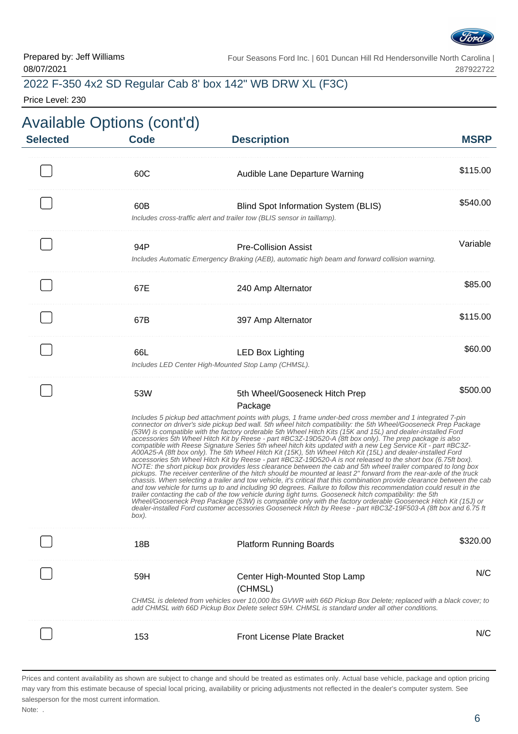Prepared by: Jeff Williams
08/07/2021

Four Seasons Ford Inc. | 601 Duncan Hill Rd Hendersonville North Carolina | 287922722

## 2022 F-350 4x2 SD Regular Cab 8' box 142" WB DRW XL (F3C)

Price Level: 230

# Available Options (cont'd)

| Selected | Code | Description | MSRP |
|---|---|---|---|
| ☐ | 60C | Audible Lane Departure Warning | $115.00 |
| ☐ | 60B | Blind Spot Information System (BLIS)<br>*Includes cross-traffic alert and trailer tow (BLIS sensor in taillamp).* | $540.00 |
| ☐ | 94P | Pre-Collision Assist<br>*Includes Automatic Emergency Braking (AEB), automatic high beam and forward collision warning.* | Variable |
| ☐ | 67E | 240 Amp Alternator | $85.00 |
| ☐ | 67B | 397 Amp Alternator | $115.00 |
| ☐ | 66L | LED Box Lighting<br>*Includes LED Center High-Mounted Stop Lamp (CHMSL).* | $60.00 |
| ☐ | 53W | 5th Wheel/Gooseneck Hitch Prep Package<br>*Includes 5 pickup bed attachment points with plugs, 1 frame under-bed cross member and 1 integrated 7-pin connector on driver's side pickup bed wall. 5th wheel hitch compatibility: the 5th Wheel/Gooseneck Prep Package (53W) is compatible with the factory orderable 5th Wheel Hitch Kits (15K and 15L) and dealer-installed Ford accessories 5th Wheel Hitch Kit by Reese - part #BC3Z-19D520-A (8ft box only). The prep package is also compatible with Reese Signature Series 5th wheel hitch kits updated with a new Leg Service Kit - part #BC3Z-A00A25-A (8ft box only). The 5th Wheel Hitch Kit (15K), 5th Wheel Hitch Kit (15L) and dealer-installed Ford accessories 5th Wheel Hitch Kit by Reese - part #BC3Z-19D520-A is not released to the short box (6.75ft box). NOTE: the short pickup box provides less clearance between the cab and 5th wheel trailer compared to long box pickups. The receiver centerline of the hitch should be mounted at least 2" forward from the rear-axle of the truck chassis. When selecting a trailer and tow vehicle, it's critical that this combination provide clearance between the cab and tow vehicle for turns up to and including 90 degrees. Failure to follow this recommendation could result in the trailer contacting the cab of the tow vehicle during tight turns. Gooseneck hitch compatibility: the 5th Wheel/Gooseneck Prep Package (53W) is compatible only with the factory orderable Gooseneck Hitch Kit (15J) or dealer-installed Ford customer accessories Gooseneck Hitch by Reese - part #BC3Z-19F503-A (8ft box and 6.75 ft box).* | $500.00 |
| ☐ | 18B | Platform Running Boards | $320.00 |
| ☐ | 59H | Center High-Mounted Stop Lamp (CHMSL)<br>*CHMSL is deleted from vehicles over 10,000 lbs GVWR with 66D Pickup Box Delete; replaced with a black cover; to add CHMSL with 66D Pickup Box Delete select 59H. CHMSL is standard under all other conditions.* | N/C |
| ☐ | 153 | Front License Plate Bracket | N/C |

Prices and content availability as shown are subject to change and should be treated as estimates only. Actual base vehicle, package and option pricing may vary from this estimate because of special local pricing, availability or pricing adjustments not reflected in the dealer's computer system. See salesperson for the most current information.

Note: .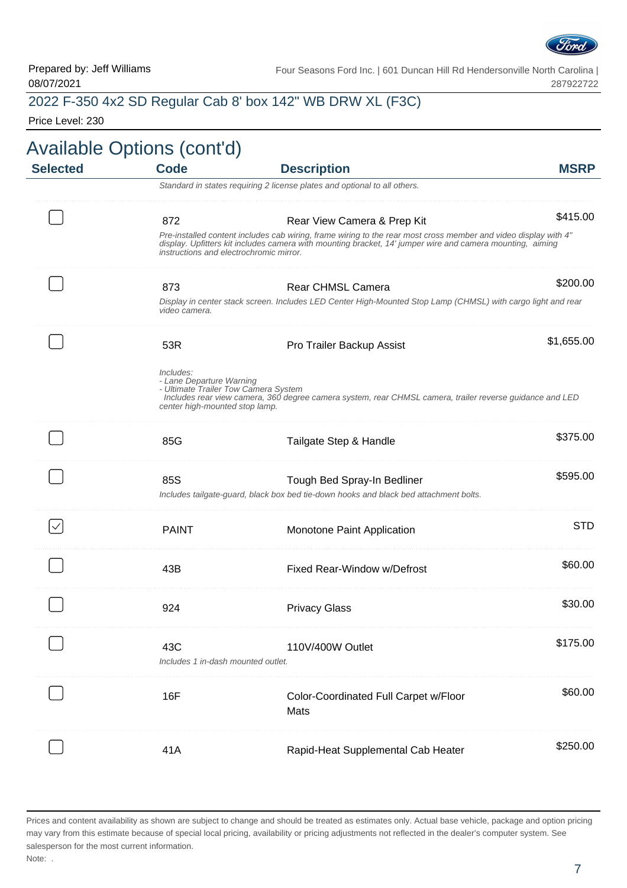Prepared by: Jeff Williams
08/07/2021

Four Seasons Ford Inc. | 601 Duncan Hill Rd Hendersonville North Carolina | 287922722

## 2022 F-350 4x2 SD Regular Cab 8' box 142" WB DRW XL (F3C)

Price Level: 230

# Available Options (cont'd)

| Selected | Code | Description | MSRP |
|---|---|---|---|
| | | *Standard in states requiring 2 license plates and optional to all others.* | |
| ☐ | 872 | Rear View Camera & Prep Kit<br>*Pre-installed content includes cab wiring, frame wiring to the rear most cross member and video display with 4" display. Upfitters kit includes camera with mounting bracket, 14' jumper wire and camera mounting, aiming instructions and electrochromic mirror.* | $415.00 |
| ☐ | 873 | Rear CHMSL Camera<br>*Display in center stack screen. Includes LED Center High-Mounted Stop Lamp (CHMSL) with cargo light and rear video camera.* | $200.00 |
| ☐ | 53R | Pro Trailer Backup Assist<br>*Includes:*<br>*- Lane Departure Warning*<br>*- Ultimate Trailer Tow Camera System*<br>*Includes rear view camera, 360 degree camera system, rear CHMSL camera, trailer reverse guidance and LED center high-mounted stop lamp.* | $1,655.00 |
| ☐ | 85G | Tailgate Step & Handle | $375.00 |
| ☐ | 85S | Tough Bed Spray-In Bedliner<br>*Includes tailgate-guard, black box bed tie-down hooks and black bed attachment bolts.* | $595.00 |
| ☑ | PAINT | Monotone Paint Application | STD |
| ☐ | 43B | Fixed Rear-Window w/Defrost | $60.00 |
| ☐ | 924 | Privacy Glass | $30.00 |
| ☐ | 43C | 110V/400W Outlet<br>*Includes 1 in-dash mounted outlet.* | $175.00 |
| ☐ | 16F | Color-Coordinated Full Carpet w/Floor Mats | $60.00 |
| ☐ | 41A | Rapid-Heat Supplemental Cab Heater | $250.00 |

Prices and content availability as shown are subject to change and should be treated as estimates only. Actual base vehicle, package and option pricing may vary from this estimate because of special local pricing, availability or pricing adjustments not reflected in the dealer's computer system. See salesperson for the most current information.

Note: .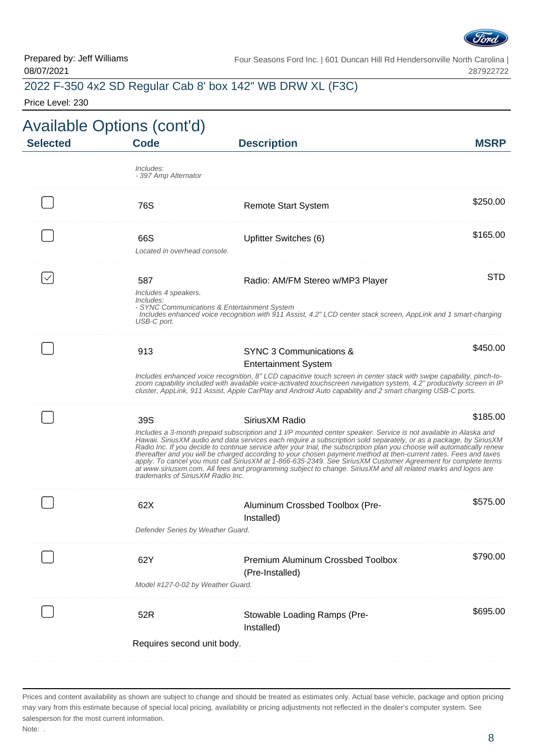Prepared by: Jeff Williams
08/07/2021

Four Seasons Ford Inc. | 601 Duncan Hill Rd Hendersonville North Carolina | 287922722

## 2022 F-350 4x2 SD Regular Cab 8' box 142" WB DRW XL (F3C)

Price Level: 230

# Available Options (cont'd)

| Selected | Code | Description | MSRP |
|---|---|---|---|
| | *Includes:<br>- 397 Amp Alternator* | | |
| ☐ | 76S | Remote Start System | $250.00 |
| ☐ | 66S<br>*Located in overhead console.* | Upfitter Switches (6) | $165.00 |
| ☑ | 587<br>*Includes 4 speakers.<br>Includes:<br>- SYNC Communications & Entertainment System<br>Includes enhanced voice recognition with 911 Assist, 4.2" LCD center stack screen, AppLink and 1 smart-charging USB-C port.* | Radio: AM/FM Stereo w/MP3 Player | STD |
| ☐ | 913<br>*Includes enhanced voice recognition, 8" LCD capacitive touch screen in center stack with swipe capability, pinch-to-zoom capability included with available voice-activated touchscreen navigation system, 4.2" productivity screen in IP cluster, AppLink, 911 Assist, Apple CarPlay and Android Auto capability and 2 smart charging USB-C ports.* | SYNC 3 Communications & Entertainment System | $450.00 |
| ☐ | 39S<br>*Includes a 3-month prepaid subscription and 1 I/P mounted center speaker. Service is not available in Alaska and Hawaii. SiriusXM audio and data services each require a subscription sold separately, or as a package, by SiriusXM Radio Inc. If you decide to continue service after your trial, the subscription plan you choose will automatically renew thereafter and you will be charged according to your chosen payment method at then-current rates. Fees and taxes apply. To cancel you must call SiriusXM at 1-866-635-2349. See SiriusXM Customer Agreement for complete terms at www.siriusxm.com. All fees and programming subject to change. SiriusXM and all related marks and logos are trademarks of SiriusXM Radio Inc.* | SiriusXM Radio | $185.00 |
| ☐ | 62X<br>*Defender Series by Weather Guard.* | Aluminum Crossbed Toolbox (Pre-Installed) | $575.00 |
| ☐ | 62Y<br>*Model #127-0-02 by Weather Guard.* | Premium Aluminum Crossbed Toolbox (Pre-Installed) | $790.00 |
| ☐ | 52R<br>Requires second unit body. | Stowable Loading Ramps (Pre-Installed) | $695.00 |

Prices and content availability as shown are subject to change and should be treated as estimates only. Actual base vehicle, package and option pricing may vary from this estimate because of special local pricing, availability or pricing adjustments not reflected in the dealer's computer system. See salesperson for the most current information.

Note: .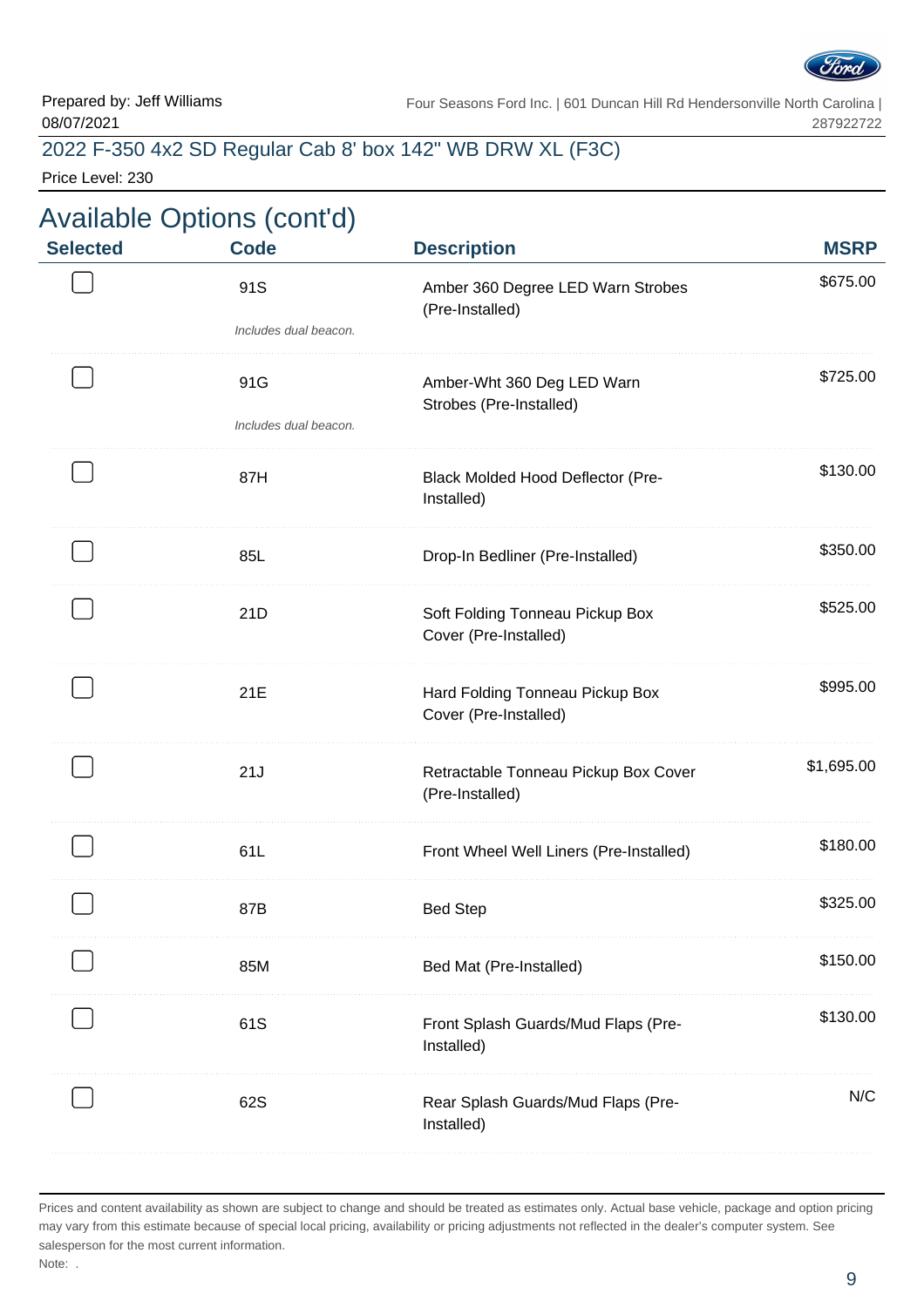Prepared by: Jeff Williams
08/07/2021

Four Seasons Ford Inc. | 601 Duncan Hill Rd Hendersonville North Carolina | 287922722

## 2022 F-350 4x2 SD Regular Cab 8' box 142" WB DRW XL (F3C)

Price Level: 230

# Available Options (cont'd)

| Selected | Code | Description | MSRP |
|---|---|---|---|
| ☐ | 91S<br>*Includes dual beacon.* | Amber 360 Degree LED Warn Strobes (Pre-Installed) | $675.00 |
| ☐ | 91G<br>*Includes dual beacon.* | Amber-Wht 360 Deg LED Warn Strobes (Pre-Installed) | $725.00 |
| ☐ | 87H | Black Molded Hood Deflector (Pre-Installed) | $130.00 |
| ☐ | 85L | Drop-In Bedliner (Pre-Installed) | $350.00 |
| ☐ | 21D | Soft Folding Tonneau Pickup Box Cover (Pre-Installed) | $525.00 |
| ☐ | 21E | Hard Folding Tonneau Pickup Box Cover (Pre-Installed) | $995.00 |
| ☐ | 21J | Retractable Tonneau Pickup Box Cover (Pre-Installed) | $1,695.00 |
| ☐ | 61L | Front Wheel Well Liners (Pre-Installed) | $180.00 |
| ☐ | 87B | Bed Step | $325.00 |
| ☐ | 85M | Bed Mat (Pre-Installed) | $150.00 |
| ☐ | 61S | Front Splash Guards/Mud Flaps (Pre-Installed) | $130.00 |
| ☐ | 62S | Rear Splash Guards/Mud Flaps (Pre-Installed) | N/C |

Prices and content availability as shown are subject to change and should be treated as estimates only. Actual base vehicle, package and option pricing may vary from this estimate because of special local pricing, availability or pricing adjustments not reflected in the dealer's computer system. See salesperson for the most current information.

Note: .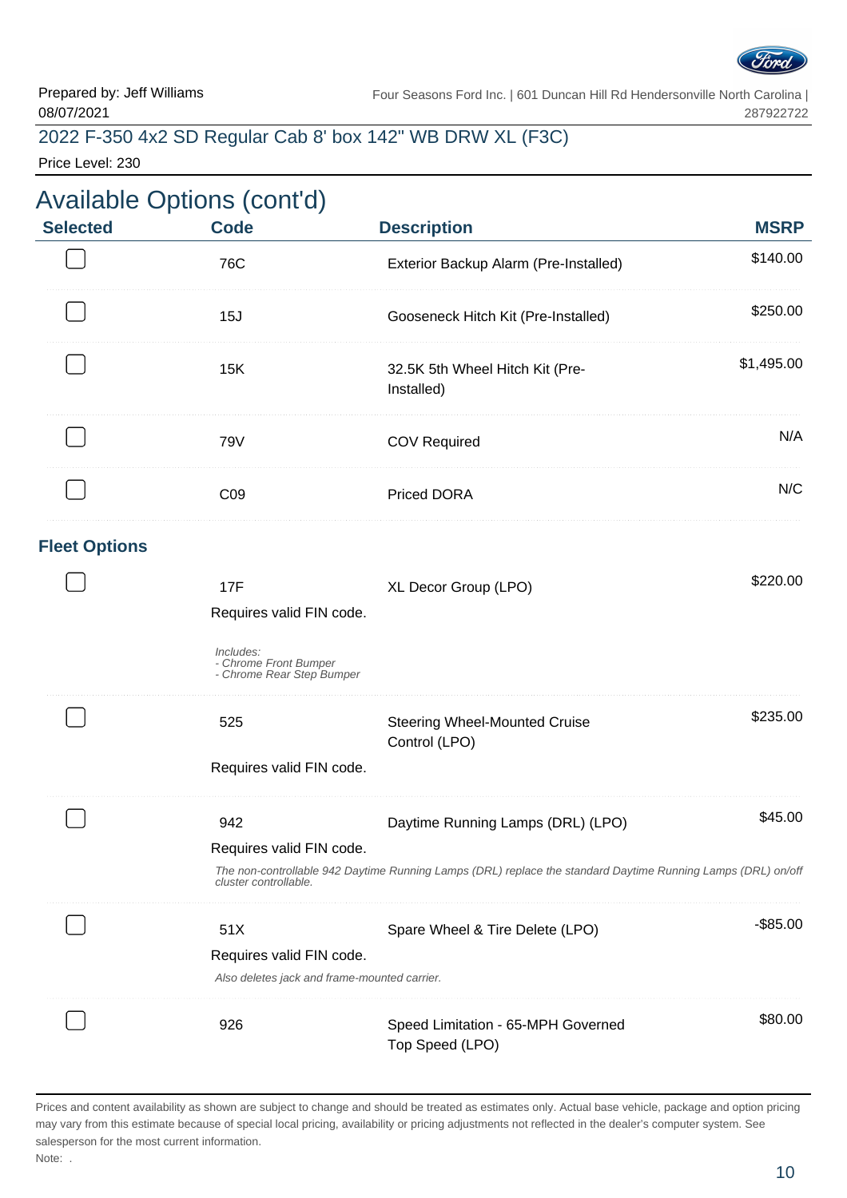Prepared by: Jeff Williams
08/07/2021

Four Seasons Ford Inc. | 601 Duncan Hill Rd Hendersonville North Carolina | 287922722

## 2022 F-350 4x2 SD Regular Cab 8' box 142" WB DRW XL (F3C)

Price Level: 230

# Available Options (cont'd)

| Selected | Code | Description | MSRP |
|---|---|---|---|
| ☐ | 76C | Exterior Backup Alarm (Pre-Installed) | $140.00 |
| ☐ | 15J | Gooseneck Hitch Kit (Pre-Installed) | $250.00 |
| ☐ | 15K | 32.5K 5th Wheel Hitch Kit (Pre-Installed) | $1,495.00 |
| ☐ | 79V | COV Required | N/A |
| ☐ | C09 | Priced DORA | N/C |

### Fleet Options

| Selected | Code | Description | MSRP |
|---|---|---|---|
| ☐ | 17F<br>Requires valid FIN code.<br>*Includes:*<br>*- Chrome Front Bumper*<br>*- Chrome Rear Step Bumper* | XL Decor Group (LPO) | $220.00 |
| ☐ | 525<br>Requires valid FIN code. | Steering Wheel-Mounted Cruise Control (LPO) | $235.00 |
| ☐ | 942<br>Requires valid FIN code.<br>*The non-controllable 942 Daytime Running Lamps (DRL) replace the standard Daytime Running Lamps (DRL) on/off cluster controllable.* | Daytime Running Lamps (DRL) (LPO) | $45.00 |
| ☐ | 51X<br>Requires valid FIN code.<br>*Also deletes jack and frame-mounted carrier.* | Spare Wheel & Tire Delete (LPO) | -$85.00 |
| ☐ | 926 | Speed Limitation - 65-MPH Governed Top Speed (LPO) | $80.00 |

Prices and content availability as shown are subject to change and should be treated as estimates only. Actual base vehicle, package and option pricing may vary from this estimate because of special local pricing, availability or pricing adjustments not reflected in the dealer's computer system. See salesperson for the most current information.

Note: .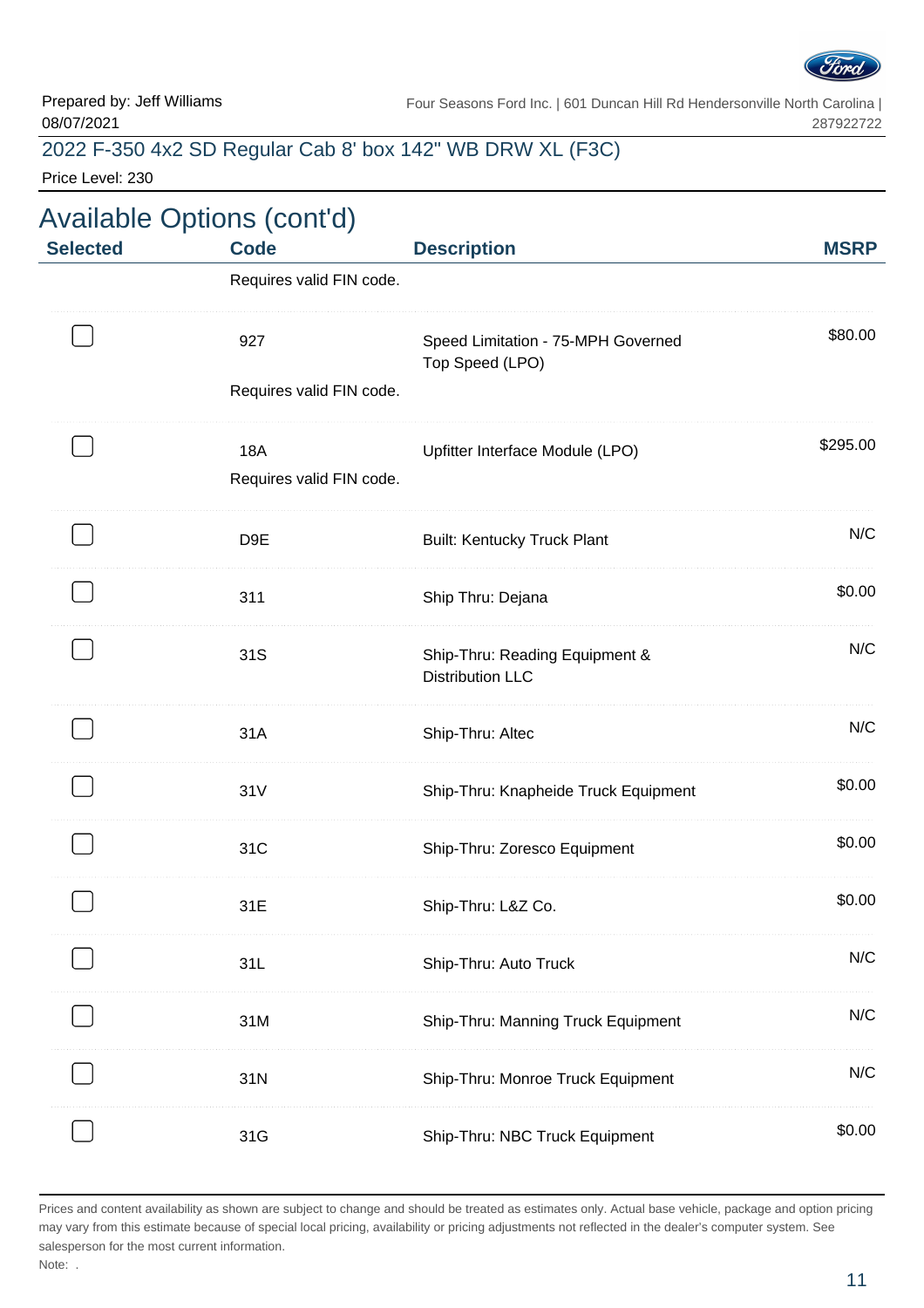Prepared by: Jeff Williams
08/07/2021

Four Seasons Ford Inc. | 601 Duncan Hill Rd Hendersonville North Carolina | 287922722

## 2022 F-350 4x2 SD Regular Cab 8' box 142" WB DRW XL (F3C)

Price Level: 230

# Available Options (cont'd)

| Selected | Code | Description | MSRP |
|---|---|---|---|
| | Requires valid FIN code. | | |
| ☐ | 927 | Speed Limitation - 75-MPH Governed Top Speed (LPO) | $80.00 |
| | Requires valid FIN code. | | |
| ☐ | 18A | Upfitter Interface Module (LPO) | $295.00 |
| | Requires valid FIN code. | | |
| ☐ | D9E | Built: Kentucky Truck Plant | N/C |
| ☐ | 311 | Ship Thru: Dejana | $0.00 |
| ☐ | 31S | Ship-Thru: Reading Equipment & Distribution LLC | N/C |
| ☐ | 31A | Ship-Thru: Altec | N/C |
| ☐ | 31V | Ship-Thru: Knapheide Truck Equipment | $0.00 |
| ☐ | 31C | Ship-Thru: Zoresco Equipment | $0.00 |
| ☐ | 31E | Ship-Thru: L&Z Co. | $0.00 |
| ☐ | 31L | Ship-Thru: Auto Truck | N/C |
| ☐ | 31M | Ship-Thru: Manning Truck Equipment | N/C |
| ☐ | 31N | Ship-Thru: Monroe Truck Equipment | N/C |
| ☐ | 31G | Ship-Thru: NBC Truck Equipment | $0.00 |

Prices and content availability as shown are subject to change and should be treated as estimates only. Actual base vehicle, package and option pricing may vary from this estimate because of special local pricing, availability or pricing adjustments not reflected in the dealer's computer system. See salesperson for the most current information.

Note: .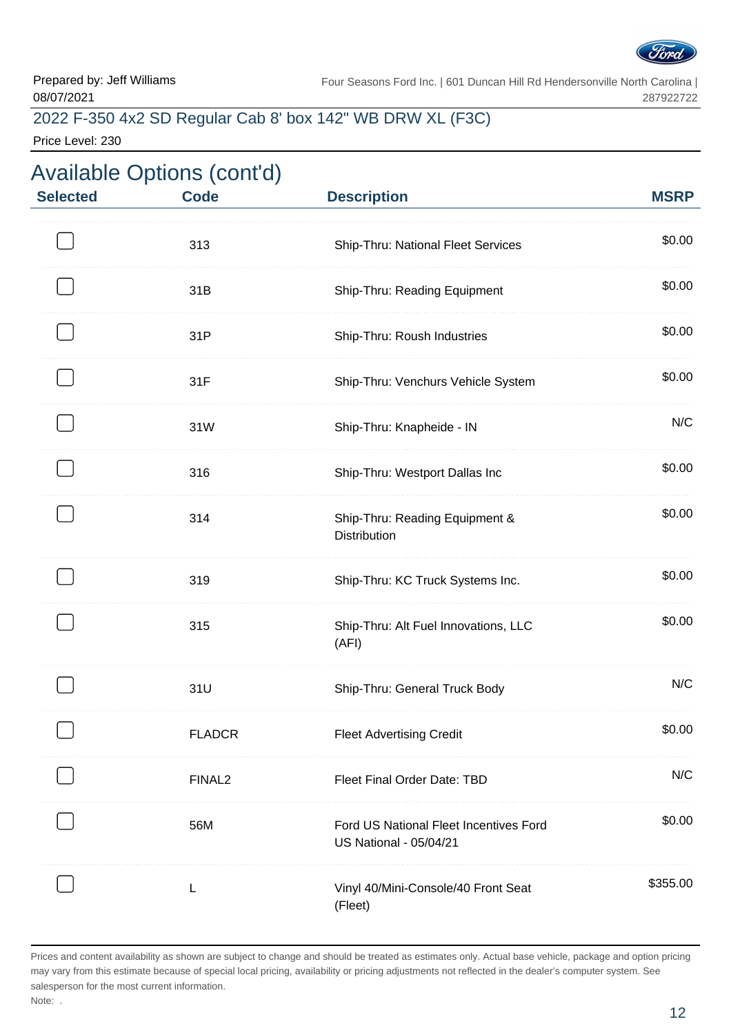Prepared by: Jeff Williams
08/07/2021

Four Seasons Ford Inc. | 601 Duncan Hill Rd Hendersonville North Carolina | 287922722

2022 F-350 4x2 SD Regular Cab 8' box 142" WB DRW XL (F3C)

Price Level: 230

## Available Options (cont'd)

| Selected | Code | Description | MSRP |
|---|---|---|---|
| ☐ | 313 | Ship-Thru: National Fleet Services | $0.00 |
| ☐ | 31B | Ship-Thru: Reading Equipment | $0.00 |
| ☐ | 31P | Ship-Thru: Roush Industries | $0.00 |
| ☐ | 31F | Ship-Thru: Venchurs Vehicle System | $0.00 |
| ☐ | 31W | Ship-Thru: Knapheide - IN | N/C |
| ☐ | 316 | Ship-Thru: Westport Dallas Inc | $0.00 |
| ☐ | 314 | Ship-Thru: Reading Equipment & Distribution | $0.00 |
| ☐ | 319 | Ship-Thru: KC Truck Systems Inc. | $0.00 |
| ☐ | 315 | Ship-Thru: Alt Fuel Innovations, LLC (AFI) | $0.00 |
| ☐ | 31U | Ship-Thru: General Truck Body | N/C |
| ☐ | FLADCR | Fleet Advertising Credit | $0.00 |
| ☐ | FINAL2 | Fleet Final Order Date: TBD | N/C |
| ☐ | 56M | Ford US National Fleet Incentives Ford US National - 05/04/21 | $0.00 |
| ☐ | L | Vinyl 40/Mini-Console/40 Front Seat (Fleet) | $355.00 |

Prices and content availability as shown are subject to change and should be treated as estimates only. Actual base vehicle, package and option pricing may vary from this estimate because of special local pricing, availability or pricing adjustments not reflected in the dealer's computer system. See salesperson for the most current information.

Note: .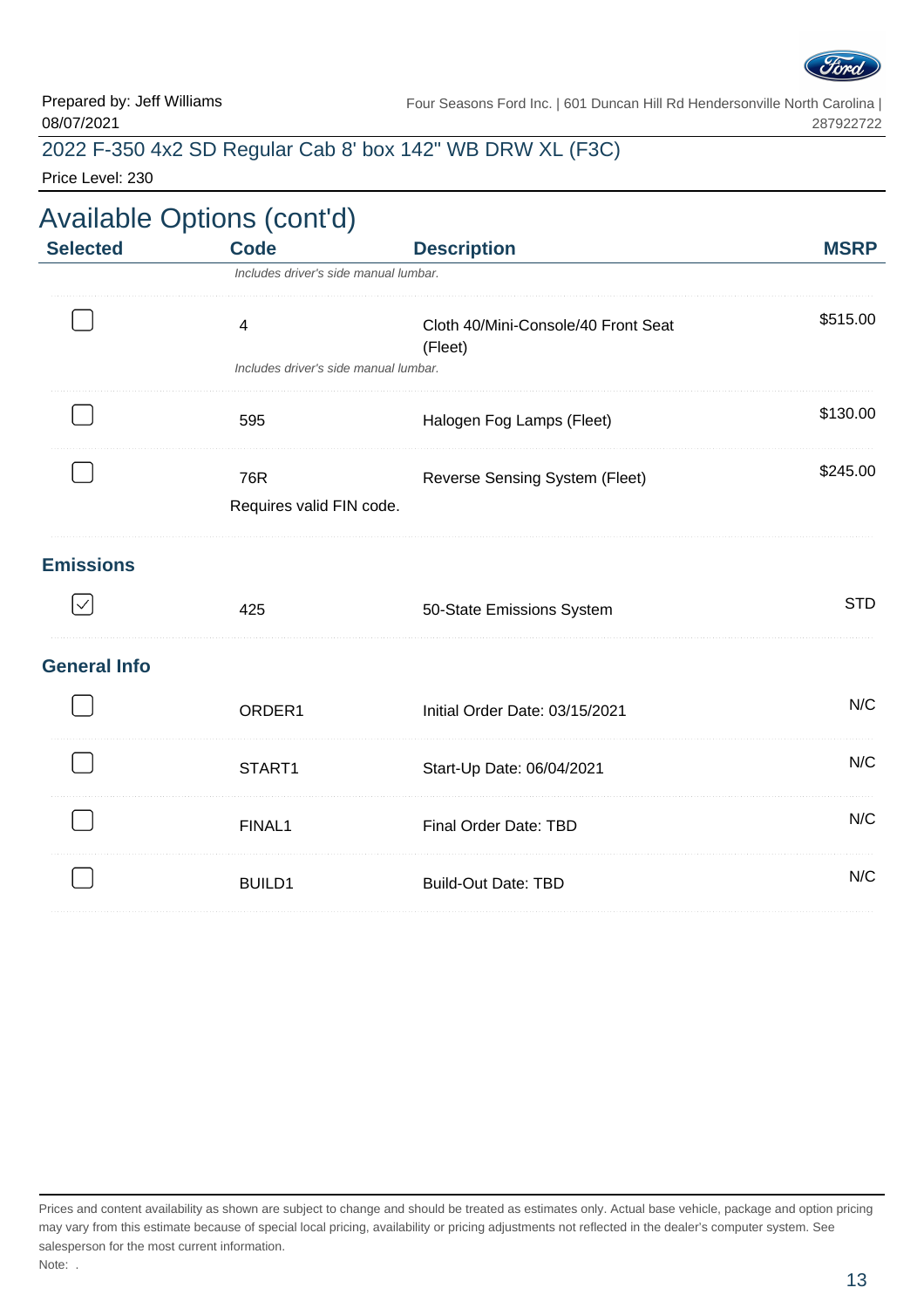Prepared by: Jeff Williams
08/07/2021

Four Seasons Ford Inc. | 601 Duncan Hill Rd Hendersonville North Carolina | 287922722

2022 F-350 4x2 SD Regular Cab 8' box 142" WB DRW XL (F3C)

Price Level: 230

# Available Options (cont'd)

| Selected | Code | Description | MSRP |
|---|---|---|---|
| | *Includes driver's side manual lumbar.* | | |
| ☐ | 4 | Cloth 40/Mini-Console/40 Front Seat (Fleet) | $515.00 |
| | *Includes driver's side manual lumbar.* | | |
| ☐ | 595 | Halogen Fog Lamps (Fleet) | $130.00 |
| ☐ | 76R | Reverse Sensing System (Fleet) | $245.00 |
| | Requires valid FIN code. | | |

## Emissions

| Selected | Code | Description | MSRP |
|---|---|---|---|
| ☑ | 425 | 50-State Emissions System | STD |

## General Info

| Selected | Code | Description | MSRP |
|---|---|---|---|
| ☐ | ORDER1 | Initial Order Date: 03/15/2021 | N/C |
| ☐ | START1 | Start-Up Date: 06/04/2021 | N/C |
| ☐ | FINAL1 | Final Order Date: TBD | N/C |
| ☐ | BUILD1 | Build-Out Date: TBD | N/C |

Prices and content availability as shown are subject to change and should be treated as estimates only. Actual base vehicle, package and option pricing may vary from this estimate because of special local pricing, availability or pricing adjustments not reflected in the dealer's computer system. See salesperson for the most current information.

Note: .